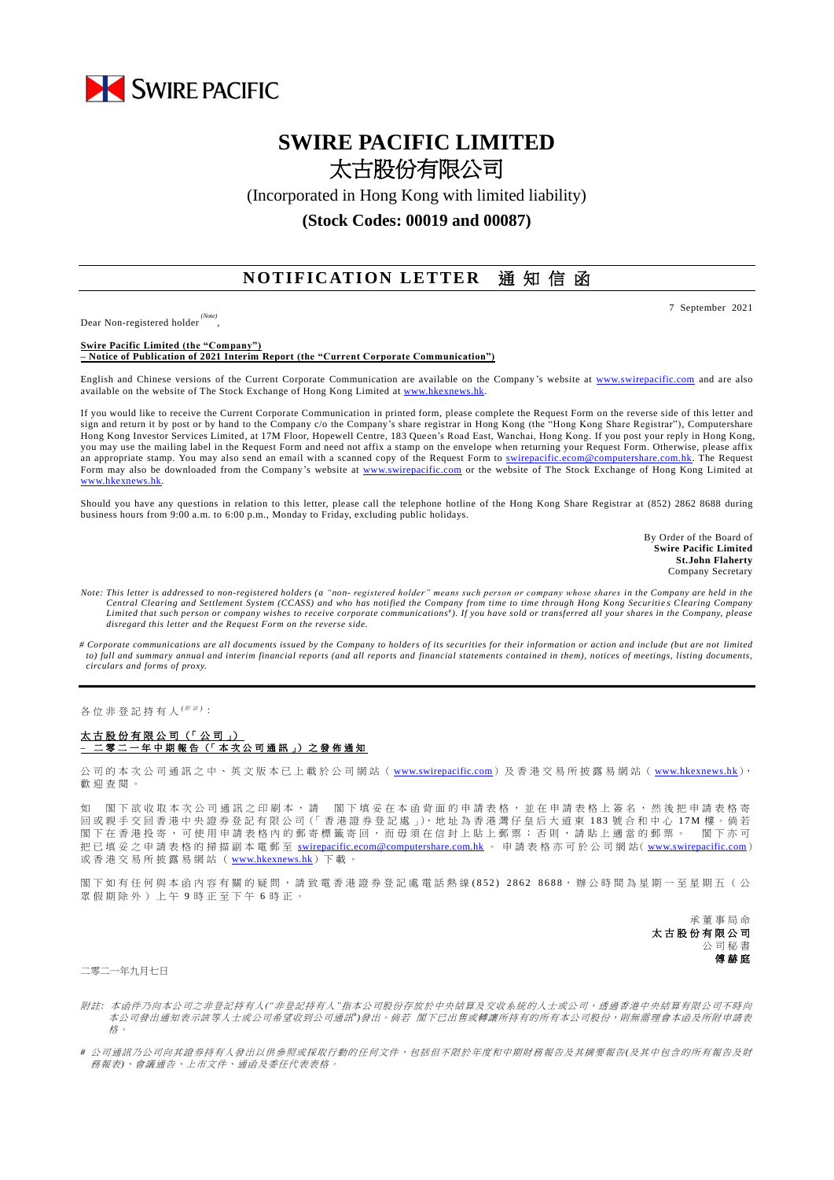SWIRE PACIFIC

# SWIRE PACIFIC LIMITED
# 太古股份有限公司

(Incorporated in Hong Kong with limited liability)

**(Stock Codes: 00019 and 00087)**

## NOTIFICATION LETTER 通知信函

7 September 2021

Dear Non-registered holder (Note),

**Swire Pacific Limited (the "Company")**
**– Notice of Publication of 2021 Interim Report (the "Current Corporate Communication")**

English and Chinese versions of the Current Corporate Communication are available on the Company's website at www.swirepacific.com and are also available on the website of The Stock Exchange of Hong Kong Limited at www.hkexnews.hk.

If you would like to receive the Current Corporate Communication in printed form, please complete the Request Form on the reverse side of this letter and sign and return it by post or by hand to the Company c/o the Company's share registrar in Hong Kong (the "Hong Kong Share Registrar"), Computershare Hong Kong Investor Services Limited, at 17M Floor, Hopewell Centre, 183 Queen's Road East, Wanchai, Hong Kong. If you post your reply in Hong Kong, you may use the mailing label in the Request Form and need not affix a stamp on the envelope when returning your Request Form. Otherwise, please affix an appropriate stamp. You may also send an email with a scanned copy of the Request Form to swirepacific.ecom@computershare.com.hk. The Request Form may also be downloaded from the Company's website at www.swirepacific.com or the website of The Stock Exchange of Hong Kong Limited at www.hkexnews.hk.

Should you have any questions in relation to this letter, please call the telephone hotline of the Hong Kong Share Registrar at (852) 2862 8688 during business hours from 9:00 a.m. to 6:00 p.m., Monday to Friday, excluding public holidays.

By Order of the Board of
**Swire Pacific Limited**
**St.John Flaherty**
Company Secretary

*Note: This letter is addressed to non-registered holders (a "non- registered holder" means such person or company whose shares in the Company are held in the Central Clearing and Settlement System (CCASS) and who has notified the Company from time to time through Hong Kong Securities Clearing Company Limited that such person or company wishes to receive corporate communications#). If you have sold or transferred all your shares in the Company, please disregard this letter and the Request Form on the reverse side.*

*# Corporate communications are all documents issued by the Company to holders of its securities for their information or action and include (but are not limited to) full and summary annual and interim financial reports (and all reports and financial statements contained in them), notices of meetings, listing documents, circulars and forms of proxy.*

---

各位非登記持有人(附註)：

**太古股份有限公司（「公司」）**
**–二零二一年中期報告（「本次公司通訊」）之發佈通知**

公司的本次公司通訊之中、英文版本已上載於公司網站（www.swirepacific.com）及香港交易所披露易網站（www.hkexnews.hk），歡迎查閱。

如 閣下欲收取本次公司通訊之印刷本，請 閣下填妥在本函背面的申請表格，並在申請表格上簽名，然後把申請表格寄回或親手交回香港中央證券登記有限公司(「香港證券登記處」)，地址為香港灣仔皇后大道東183號合和中心17M樓。倘若 閣下在香港投寄，可使用申請表格內的郵寄標籤寄回，而毋須在信封上貼上郵票；否則，請貼上適當的郵票。 閣下亦可把已填妥之申請表格的掃描副本電郵至 swirepacific.ecom@computershare.com.hk 。申請表格亦可於公司網站(www.swirepacific.com)或香港交易所披露易網站（www.hkexnews.hk）下載。

閣下如有任何與本函內容有關的疑問，請致電香港證券登記處電話熱線(852) 2862 8688，辦公時間為星期一至星期五（公眾假期除外）上午9時正至下午6時正。

承董事局命
**太古股份有限公司**
公司秘書
**傅赫庭**

二零二一年九月七日

*附註：本函件乃向本公司之非登記持有人("非登記持有人"指本公司股份存放於中央結算及交收系統的人士或公司，透過香港中央結算有限公司不時向本公司發出通知表示該等人士或公司希望收到公司通訊#)發出。倘若 閣下已出售或轉讓所持有的所有本公司股份，則無需理會本函及所附申請表格。*

*# 公司通訊乃公司向其證券持有人發出以供參照或採取行動的任何文件，包括但不限於年度和中期財務報告及其摘要報告(及其中包含的所有報告及財務報表)、會議通告、上市文件、通函及委任代表表格。*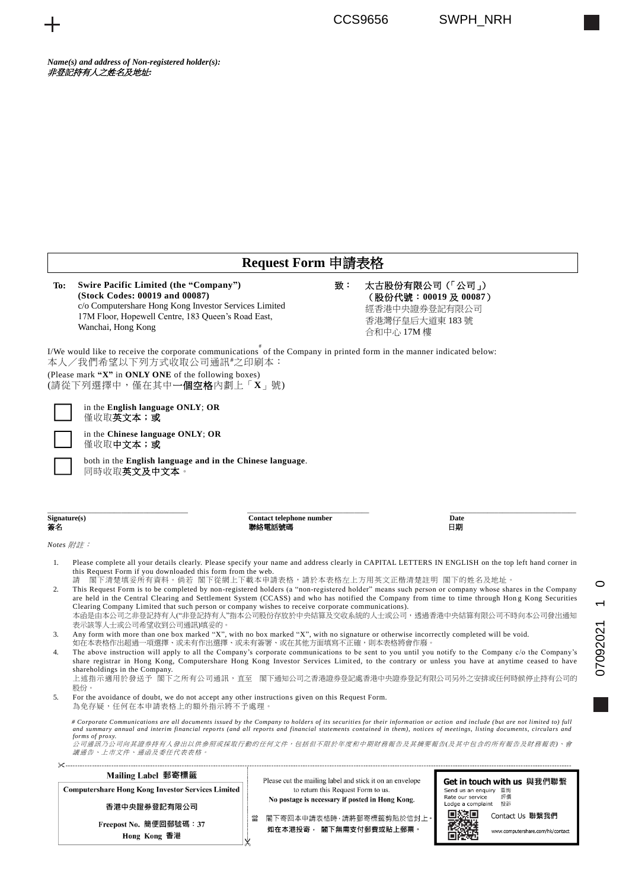*Name(s) and address of Non-registered holder(s):*
***非登記持有人之姓名及地址:***

# Request Form 申請表格

**To: Swire Pacific Limited (the "Company")**
**(Stock Codes: 00019 and 00087)**
c/o Computershare Hong Kong Investor Services Limited
17M Floor, Hopewell Centre, 183 Queen's Road East,
Wanchai, Hong Kong

**致： 太古股份有限公司（「公司」）**
**（股份代號：00019 及 00087）**
經香港中央證券登記有限公司
香港灣仔皇后大道東 183 號
合和中心 17M 樓

I/We would like to receive the corporate communications# of the Company in printed form in the manner indicated below:
本人／我們希望以下列方式收取公司通訊#之印刷本：

(Please mark **"X"** in **ONLY ONE** of the following boxes)
(請從下列選擇中，僅在其中**一個空格**內劃上「**X**」號)

☐ in the **English language ONLY**; **OR**
僅收取**英文本；或**

☐ in the **Chinese language ONLY**; **OR**
僅收取**中文本；或**

☐ both in the **English language and in the Chinese language**.
同時收取**英文及中文本**。

| | | |
|---|---|---|
| **Signature(s)** **簽名** | **Contact telephone number** **聯絡電話號碼** | **Date** **日期** |

*Notes 附註：*

1. Please complete all your details clearly. Please specify your name and address clearly in CAPITAL LETTERS IN ENGLISH on the top left hand corner in this Request Form if you downloaded this form from the web.
請 閣下清楚填妥所有資料。倘若 閣下從網上下載本申請表格，請於本表格左上方用英文正楷清楚註明 閣下的姓名及地址。
2. This Request Form is to be completed by non-registered holders (a "non-registered holder" means such person or company whose shares in the Company are held in the Central Clearing and Settlement System (CCASS) and who has notified the Company from time to time through Hong Kong Securities Clearing Company Limited that such person or company wishes to receive corporate communications).
本函是由本公司之非登記持有人("非登記持有人"指本公司股份存放於中央結算及交收系統的人士或公司，透過香港中央結算有限公司不時向本公司發出通知表示該等人士或公司希望收到公司通訊)填妥的。
3. Any form with more than one box marked "X", with no box marked "X", with no signature or otherwise incorrectly completed will be void.
如在本表格作出超過一項選擇、或未有作出選擇、或未有簽署、或在其他方面填寫不正確，則本表格將會作廢。
4. The above instruction will apply to all the Company's corporate communications to be sent to you until you notify to the Company c/o the Company's share registrar in Hong Kong, Computershare Hong Kong Investor Services Limited, to the contrary or unless you have at anytime ceased to have shareholdings in the Company.
上述指示適用於發送予 閣下之所有公司通訊，直至 閣下通知公司之香港證券登記處香港中央證券登記有限公司另外之安排或任何時候停止持有公司的股份。
5. For the avoidance of doubt, we do not accept any other instructions given on this Request Form.
為免存疑，任何在本申請表格上的額外指示將不予處理。

*# Corporate Communications are all documents issued by the Company to holders of its securities for their information or action and include (but are not limited to) full and summary annual and interim financial reports (and all reports and financial statements contained in them), notices of meetings, listing documents, circulars and forms of proxy.*
*公司通訊乃公司向其證券持有人發出以供參照或採取行動的任何文件，包括但不限於年度和中期財務報告及其摘要報告(及其中包含的所有報告及財務報表)、會議通告、上市文件、通函及委任代表表格。*

**Mailing Label 郵寄標籤**

**Computershare Hong Kong Investor Services Limited**

**香港中央證券登記有限公司**

**Freepost No. 簡便回郵號碼：37**

**Hong Kong 香港**

Please cut the mailing label and stick it on an envelope to return this Request Form to us.
**No postage is necessary if posted in Hong Kong.**

當 閣下寄回本申請表格時，請將郵寄標籤剪貼於信封上。
**如在本港投寄， 閣下無需支付郵費或貼上郵票。**

**Get in touch with us 與我們聯繫**
Send us an enquiry 垂詢
Rate our service 評價
Lodge a complaint 投訴
Contact Us 聯繫我們
www.computershare.com/hk/contact